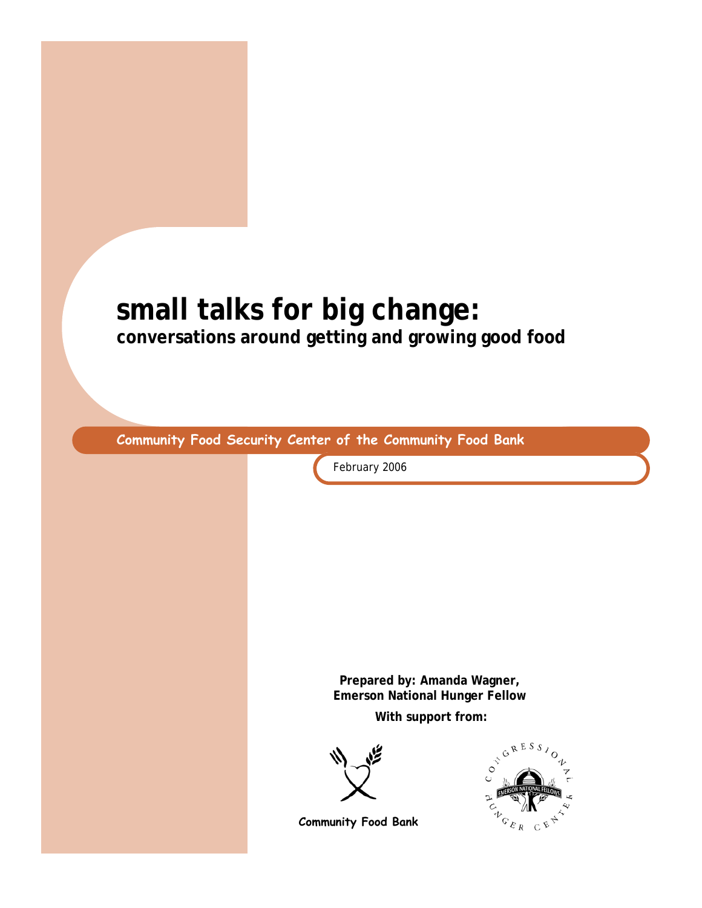# small talks for big change:

## conversations around getting and growing good food

**Community Food Security Center of the Community Food Bank**

February 2006

**Prepared by: Amanda Wagner,**
**Emerson National Hunger Fellow**

**With support from:**

Community Food Bank

Congressional Hunger Center — Emerson National Fellows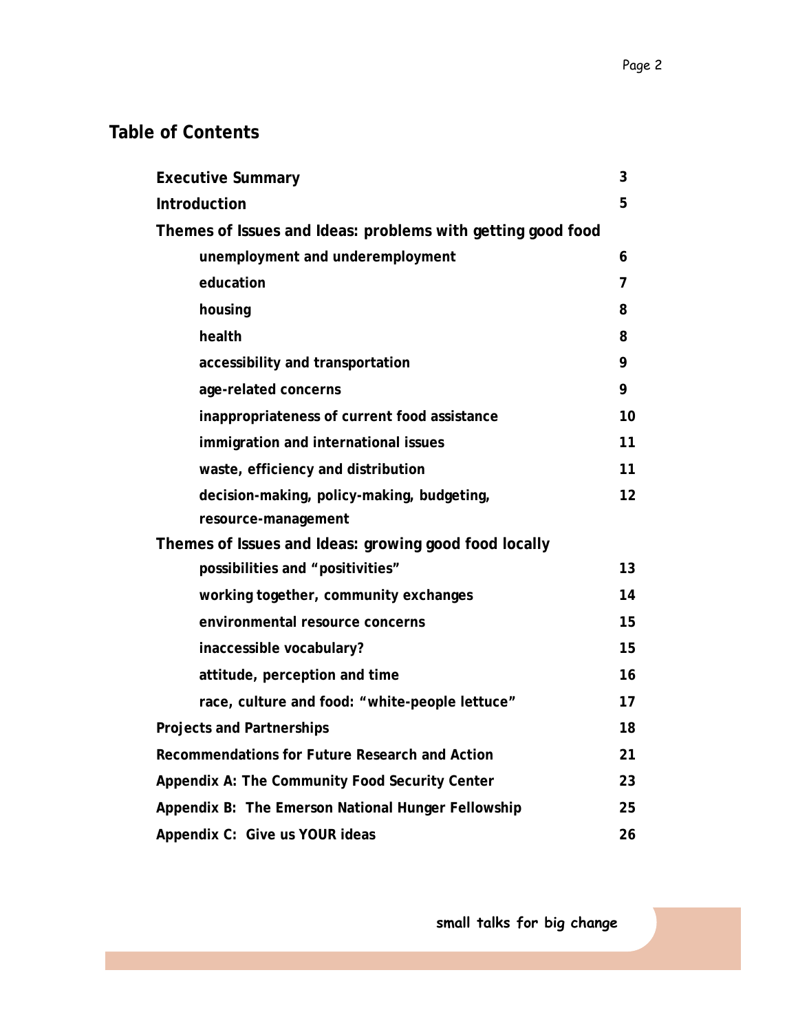## Table of Contents

| | |
|---|---|
| **Executive Summary** | 3 |
| **Introduction** | 5 |
| **Themes of Issues and Ideas: problems with getting good food** | |
| unemployment and underemployment | 6 |
| education | 7 |
| housing | 8 |
| health | 8 |
| accessibility and transportation | 9 |
| age-related concerns | 9 |
| inappropriateness of current food assistance | 10 |
| immigration and international issues | 11 |
| waste, efficiency and distribution | 11 |
| decision-making, policy-making, budgeting, resource-management | 12 |
| **Themes of Issues and Ideas: growing good food locally** | |
| possibilities and "positivities" | 13 |
| working together, community exchanges | 14 |
| environmental resource concerns | 15 |
| inaccessible vocabulary? | 15 |
| attitude, perception and time | 16 |
| race, culture and food: "white-people lettuce" | 17 |
| **Projects and Partnerships** | 18 |
| **Recommendations for Future Research and Action** | 21 |
| **Appendix A: The Community Food Security Center** | 23 |
| **Appendix B: The Emerson National Hunger Fellowship** | 25 |
| **Appendix C: Give us YOUR ideas** | 26 |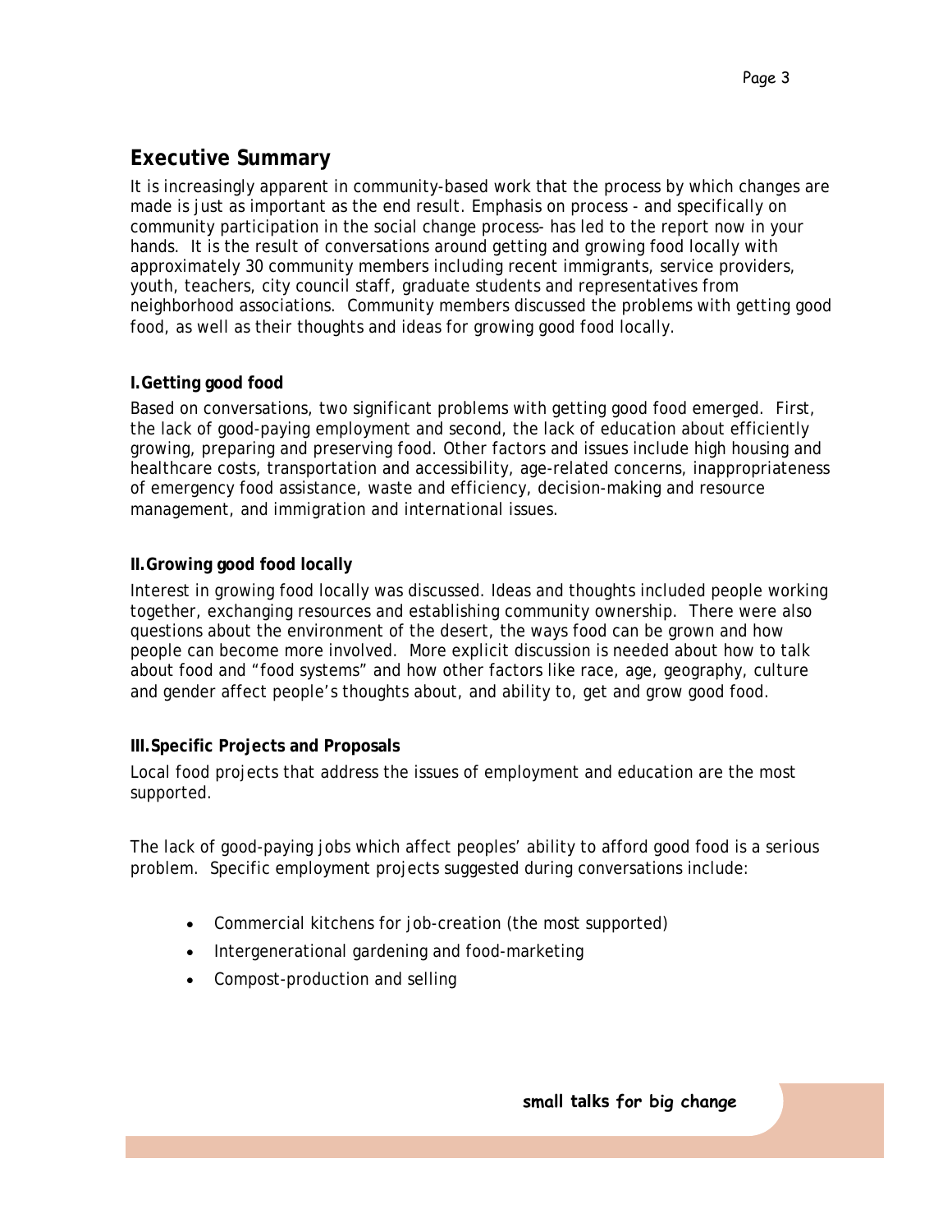## Executive Summary

It is increasingly apparent in community-based work that the process by which changes are made is just as important as the end result. Emphasis on process - and specifically on community participation in the social change process- has led to the report now in your hands. It is the result of conversations around getting and growing food locally with approximately 30 community members including recent immigrants, service providers, youth, teachers, city council staff, graduate students and representatives from neighborhood associations. Community members discussed the problems with getting good food, as well as their thoughts and ideas for growing good food locally.

### I. Getting good food

Based on conversations, two significant problems with getting good food emerged. First, the lack of good-paying employment and second, the lack of education about efficiently growing, preparing and preserving food. Other factors and issues include high housing and healthcare costs, transportation and accessibility, age-related concerns, inappropriateness of emergency food assistance, waste and efficiency, decision-making and resource management, and immigration and international issues.

### II. Growing good food locally

Interest in growing food locally was discussed. Ideas and thoughts included people working together, exchanging resources and establishing community ownership. There were also questions about the environment of the desert, the ways food can be grown and how people can become more involved. More explicit discussion is needed about how to talk about food and "food systems" and how other factors like race, age, geography, culture and gender affect people's thoughts about, and ability to, get and grow good food.

### III. Specific Projects and Proposals

Local food projects that address the issues of employment and education are the most supported.

The lack of good-paying jobs which affect peoples' ability to afford good food is a serious problem. Specific employment projects suggested during conversations include:

- Commercial kitchens for job-creation (the most supported)
- Intergenerational gardening and food-marketing
- Compost-production and selling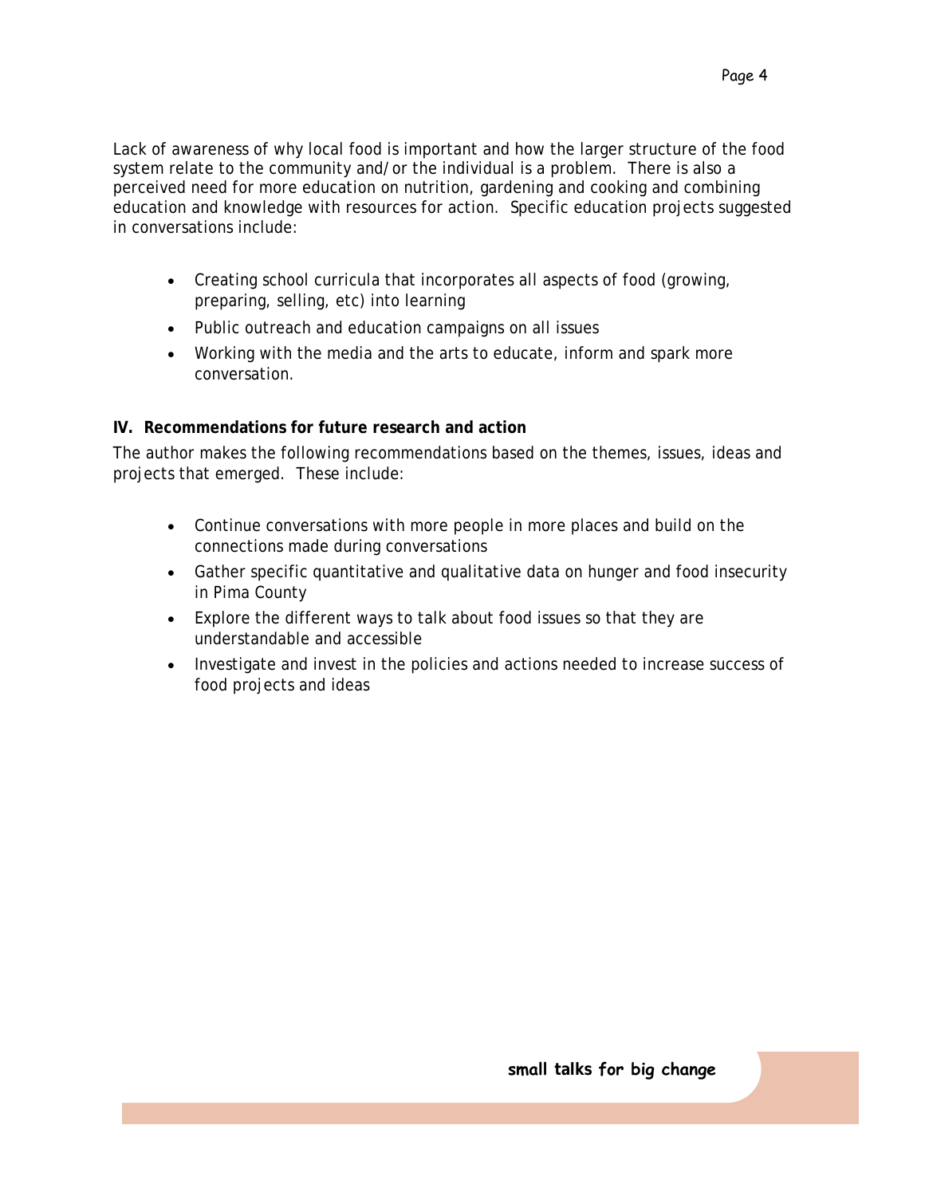Lack of awareness of why local food is important and how the larger structure of the food system relate to the community and/or the individual is a problem. There is also a perceived need for more education on nutrition, gardening and cooking and combining education and knowledge with resources for action. Specific education projects suggested in conversations include:

- Creating school curricula that incorporates all aspects of food (growing, preparing, selling, etc) into learning
- Public outreach and education campaigns on all issues
- Working with the media and the arts to educate, inform and spark more conversation.

## IV. Recommendations for future research and action

The author makes the following recommendations based on the themes, issues, ideas and projects that emerged. These include:

- Continue conversations with more people in more places and build on the connections made during conversations
- Gather specific quantitative and qualitative data on hunger and food insecurity in Pima County
- Explore the different ways to talk about food issues so that they are understandable and accessible
- Investigate and invest in the policies and actions needed to increase success of food projects and ideas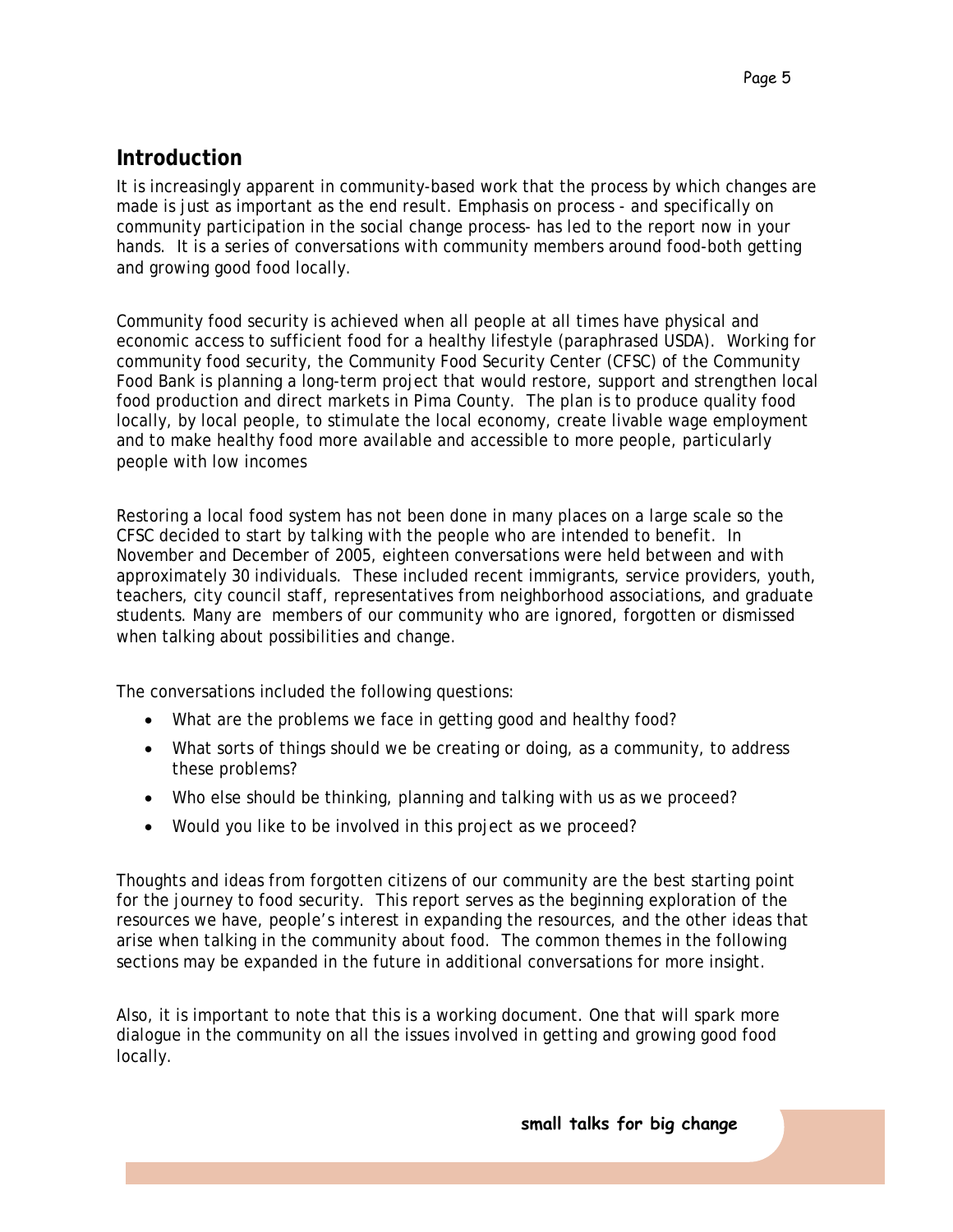## Introduction

It is increasingly apparent in community-based work that the process by which changes are made is just as important as the end result. Emphasis on process - and specifically on community participation in the social change process- has led to the report now in your hands. It is a series of conversations with community members around food-both getting and growing good food locally.

Community food security is achieved when all people at all times have physical and economic access to sufficient food for a healthy lifestyle (paraphrased USDA). Working for community food security, the Community Food Security Center (CFSC) of the Community Food Bank is planning a long-term project that would restore, support and strengthen local food production and direct markets in Pima County. The plan is to produce quality food locally, by local people, to stimulate the local economy, create livable wage employment and to make healthy food more available and accessible to more people, particularly people with low incomes

Restoring a local food system has not been done in many places on a large scale so the CFSC decided to start by talking with the people who are intended to benefit. In November and December of 2005, eighteen conversations were held between and with approximately 30 individuals. These included recent immigrants, service providers, youth, teachers, city council staff, representatives from neighborhood associations, and graduate students. Many are members of our community who are ignored, forgotten or dismissed when talking about possibilities and change.

The conversations included the following questions:

- What are the problems we face in getting good and healthy food?
- What sorts of things should we be creating or doing, as a community, to address these problems?
- Who else should be thinking, planning and talking with us as we proceed?
- Would you like to be involved in this project as we proceed?

Thoughts and ideas from forgotten citizens of our community are the best starting point for the journey to food security. This report serves as the beginning exploration of the resources we have, people's interest in expanding the resources, and the other ideas that arise when talking in the community about food. The common themes in the following sections may be expanded in the future in additional conversations for more insight.

Also, it is important to note that this is a working document. One that will spark more dialogue in the community on all the issues involved in getting and growing good food locally.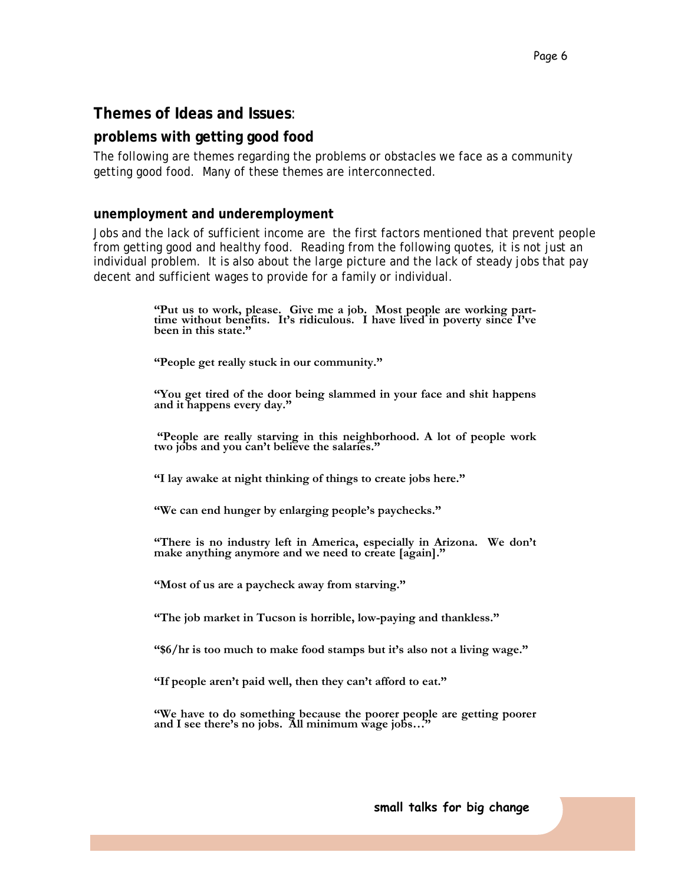## Themes of Ideas and Issues:

## problems with getting good food

The following are themes regarding the problems or obstacles we face as a community getting good food. Many of these themes are interconnected.

### unemployment and underemployment

Jobs and the lack of sufficient income are the first factors mentioned that prevent people from getting good and healthy food. Reading from the following quotes, it is not just an individual problem. It is also about the large picture and the lack of steady jobs that pay decent and sufficient wages to provide for a family or individual.

> **"Put us to work, please. Give me a job. Most people are working part-time without benefits. It's ridiculous. I have lived in poverty since I've been in this state."**
>
> **"People get really stuck in our community."**
>
> **"You get tired of the door being slammed in your face and shit happens and it happens every day."**
>
> **"People are really starving in this neighborhood. A lot of people work two jobs and you can't believe the salaries."**
>
> **"I lay awake at night thinking of things to create jobs here."**
>
> **"We can end hunger by enlarging people's paychecks."**
>
> **"There is no industry left in America, especially in Arizona. We don't make anything anymore and we need to create [again]."**
>
> **"Most of us are a paycheck away from starving."**
>
> **"The job market in Tucson is horrible, low-paying and thankless."**
>
> **"$6/hr is too much to make food stamps but it's also not a living wage."**
>
> **"If people aren't paid well, then they can't afford to eat."**
>
> **"We have to do something because the poorer people are getting poorer and I see there's no jobs. All minimum wage jobs…"**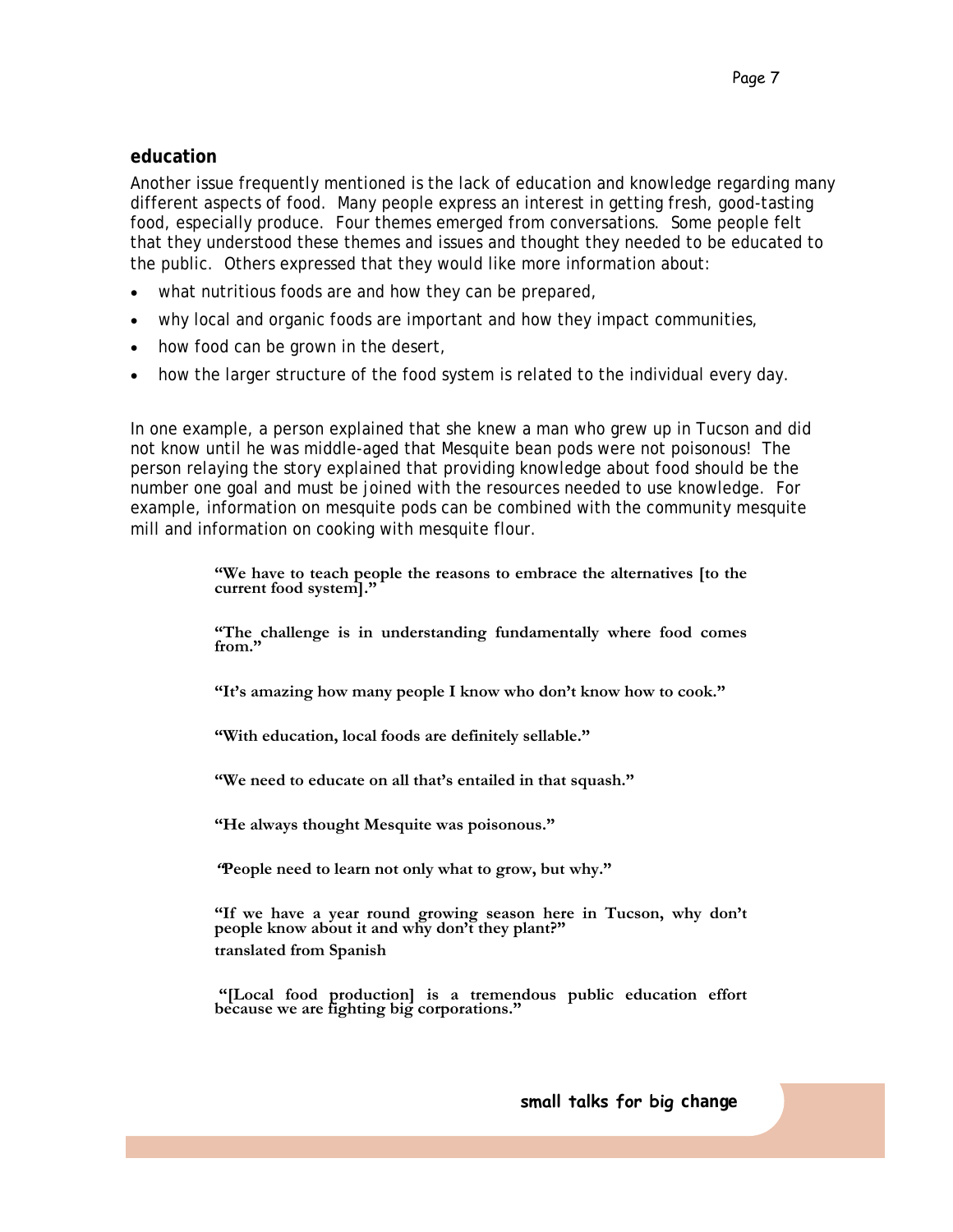## education

Another issue frequently mentioned is the lack of education and knowledge regarding many different aspects of food. Many people express an interest in getting fresh, good-tasting food, especially produce. Four themes emerged from conversations. Some people felt that they understood these themes and issues and thought they needed to be educated to the public. Others expressed that they would like more information about:

- what nutritious foods are and how they can be prepared,
- why local and organic foods are important and how they impact communities,
- how food can be grown in the desert,
- how the larger structure of the food system is related to the individual every day.

In one example, a person explained that she knew a man who grew up in Tucson and did not know until he was middle-aged that Mesquite bean pods were not poisonous! The person relaying the story explained that providing knowledge about food should be the number one goal and must be joined with the resources needed to use knowledge. For example, information on mesquite pods can be combined with the community mesquite mill and information on cooking with mesquite flour.

> **"We have to teach people the reasons to embrace the alternatives [to the current food system]."**
>
> **"The challenge is in understanding fundamentally where food comes from."**
>
> **"It's amazing how many people I know who don't know how to cook."**
>
> **"With education, local foods are definitely sellable."**
>
> **"We need to educate on all that's entailed in that squash."**
>
> **"He always thought Mesquite was poisonous."**
>
> **"People need to learn not only what to grow, but why."**
>
> **"If we have a year round growing season here in Tucson, why don't people know about it and why don't they plant?"**
> **translated from Spanish**
>
> **"[Local food production] is a tremendous public education effort because we are fighting big corporations."**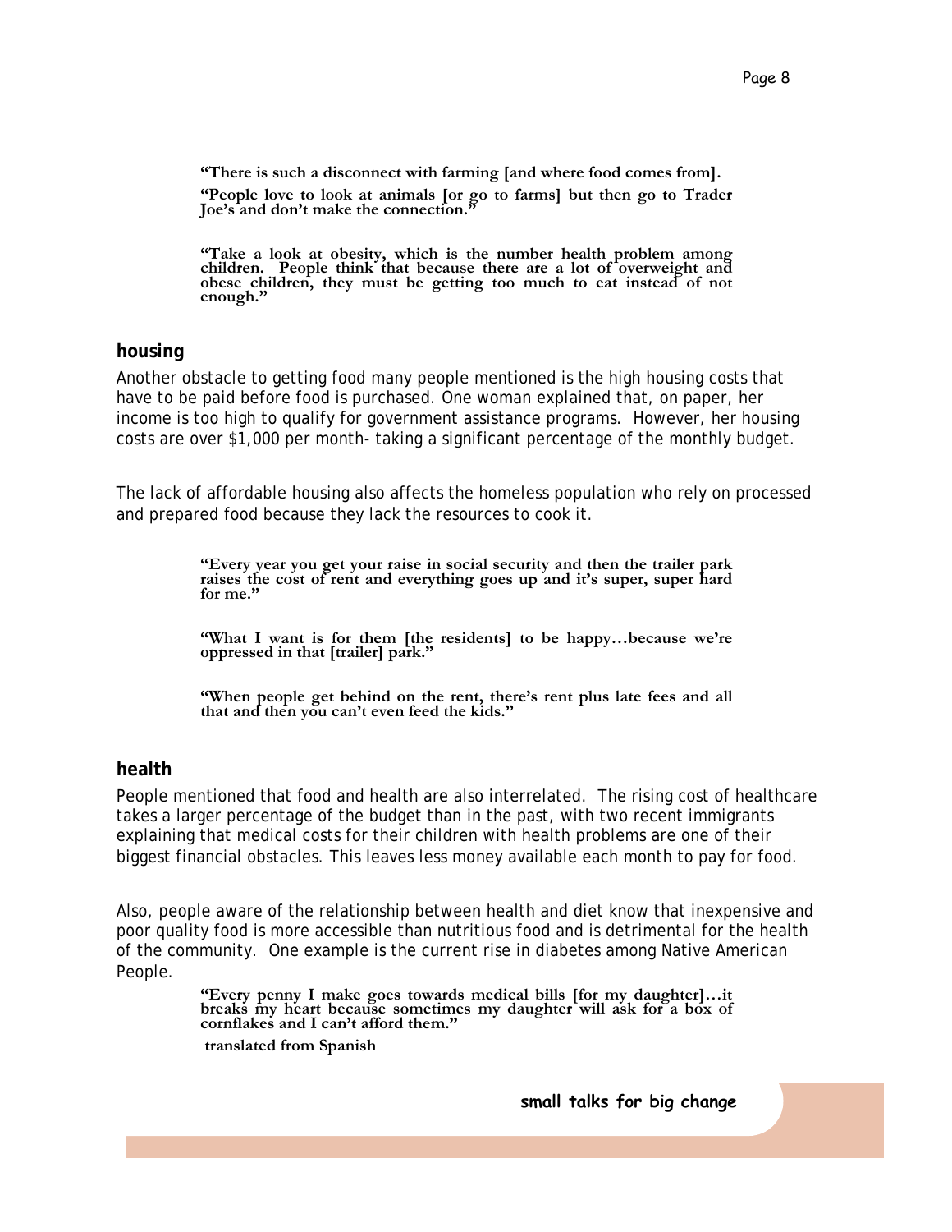**"There is such a disconnect with farming [and where food comes from].**

**"People love to look at animals [or go to farms] but then go to Trader Joe's and don't make the connection."**

**"Take a look at obesity, which is the number health problem among children. People think that because there are a lot of overweight and obese children, they must be getting too much to eat instead of not enough."**

## housing

Another obstacle to getting food many people mentioned is the high housing costs that have to be paid before food is purchased. One woman explained that, on paper, her income is too high to qualify for government assistance programs. However, her housing costs are over $1,000 per month- taking a significant percentage of the monthly budget.

The lack of affordable housing also affects the homeless population who rely on processed and prepared food because they lack the resources to cook it.

**"Every year you get your raise in social security and then the trailer park raises the cost of rent and everything goes up and it's super, super hard for me."**

**"What I want is for them [the residents] to be happy…because we're oppressed in that [trailer] park."**

**"When people get behind on the rent, there's rent plus late fees and all that and then you can't even feed the kids."**

## health

People mentioned that food and health are also interrelated. The rising cost of healthcare takes a larger percentage of the budget than in the past, with two recent immigrants explaining that medical costs for their children with health problems are one of their biggest financial obstacles. This leaves less money available each month to pay for food.

Also, people aware of the relationship between health and diet know that inexpensive and poor quality food is more accessible than nutritious food and is detrimental for the health of the community. One example is the current rise in diabetes among Native American People.

**"Every penny I make goes towards medical bills [for my daughter]…it breaks my heart because sometimes my daughter will ask for a box of cornflakes and I can't afford them."**

**translated from Spanish**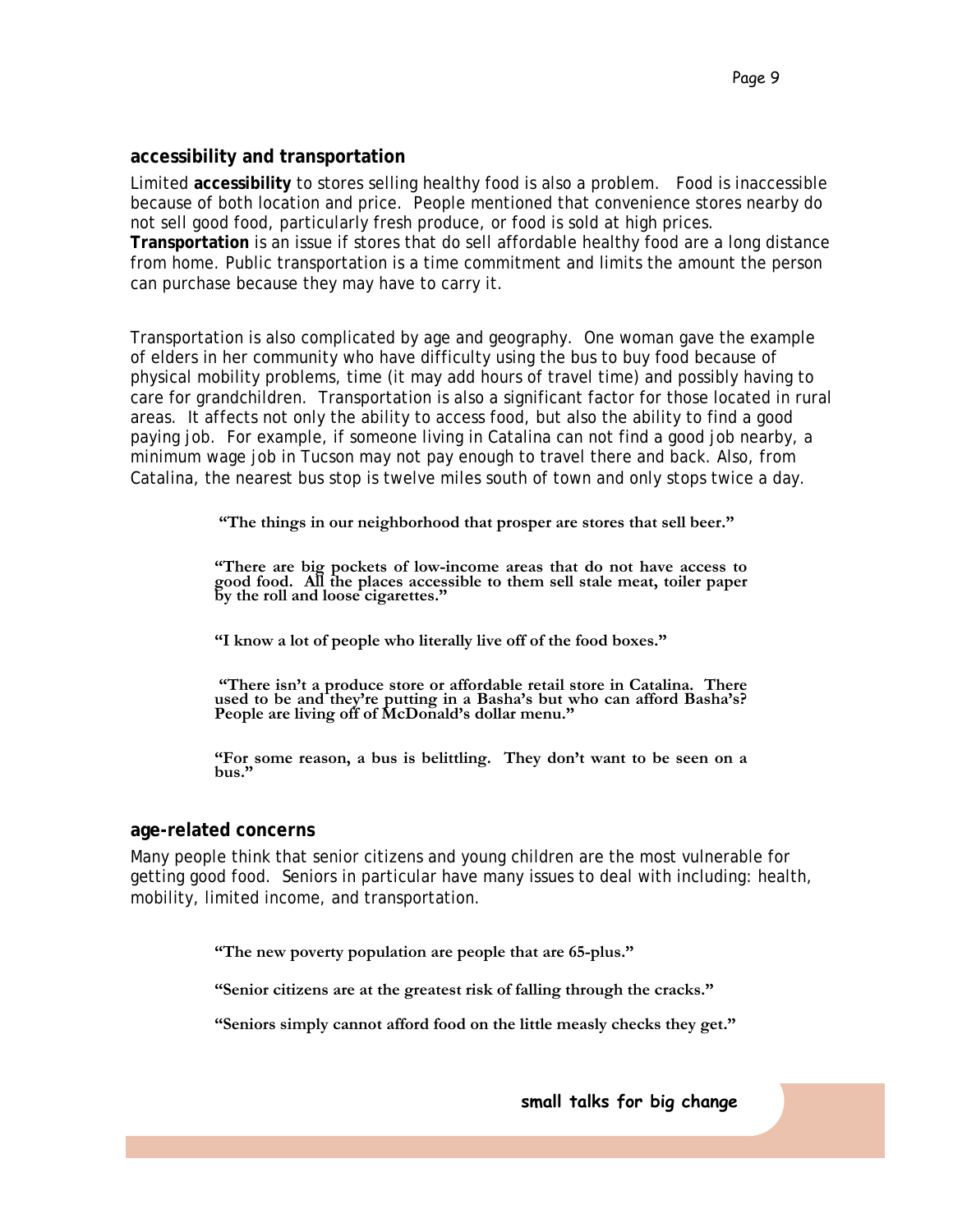## accessibility and transportation

Limited **accessibility** to stores selling healthy food is also a problem. Food is inaccessible because of both location and price. People mentioned that convenience stores nearby do not sell good food, particularly fresh produce, or food is sold at high prices. **Transportation** is an issue if stores that do sell affordable healthy food are a long distance from home. Public transportation is a time commitment and limits the amount the person can purchase because they may have to carry it.

Transportation is also complicated by age and geography. One woman gave the example of elders in her community who have difficulty using the bus to buy food because of physical mobility problems, time (it may add hours of travel time) and possibly having to care for grandchildren. Transportation is also a significant factor for those located in rural areas. It affects not only the ability to access food, but also the ability to find a good paying job. For example, if someone living in Catalina can not find a good job nearby, a minimum wage job in Tucson may not pay enough to travel there and back. Also, from Catalina, the nearest bus stop is twelve miles south of town and only stops twice a day.

> **"The things in our neighborhood that prosper are stores that sell beer."**
>
> **"There are big pockets of low-income areas that do not have access to good food. All the places accessible to them sell stale meat, toiler paper by the roll and loose cigarettes."**
>
> **"I know a lot of people who literally live off of the food boxes."**
>
> **"There isn't a produce store or affordable retail store in Catalina. There used to be and they're putting in a Basha's but who can afford Basha's? People are living off of McDonald's dollar menu."**
>
> **"For some reason, a bus is belittling. They don't want to be seen on a bus."**

## age-related concerns

Many people think that senior citizens and young children are the most vulnerable for getting good food. Seniors in particular have many issues to deal with including: health, mobility, limited income, and transportation.

> **"The new poverty population are people that are 65-plus."**
>
> **"Senior citizens are at the greatest risk of falling through the cracks."**
>
> **"Seniors simply cannot afford food on the little measly checks they get."**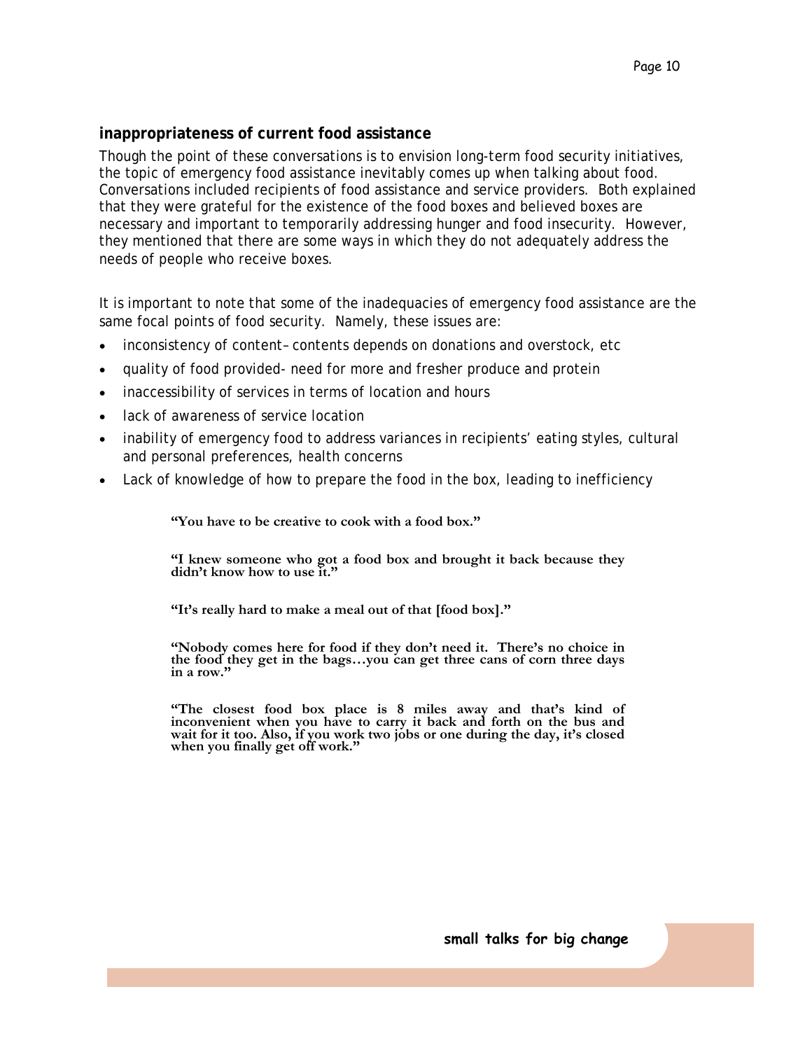## inappropriateness of current food assistance

Though the point of these conversations is to envision long-term food security initiatives, the topic of emergency food assistance inevitably comes up when talking about food. Conversations included recipients of food assistance and service providers. Both explained that they were grateful for the existence of the food boxes and believed boxes are necessary and important to temporarily addressing hunger and food insecurity. However, they mentioned that there are some ways in which they do not adequately address the needs of people who receive boxes.

It is important to note that some of the inadequacies of emergency food assistance are the same focal points of food security. Namely, these issues are:

- inconsistency of content– contents depends on donations and overstock, etc
- quality of food provided- need for more and fresher produce and protein
- inaccessibility of services in terms of location and hours
- lack of awareness of service location
- inability of emergency food to address variances in recipients' eating styles, cultural and personal preferences, health concerns
- Lack of knowledge of how to prepare the food in the box, leading to inefficiency

> **"You have to be creative to cook with a food box."**
>
> **"I knew someone who got a food box and brought it back because they didn't know how to use it."**
>
> **"It's really hard to make a meal out of that [food box]."**
>
> **"Nobody comes here for food if they don't need it. There's no choice in the food they get in the bags…you can get three cans of corn three days in a row."**
>
> **"The closest food box place is 8 miles away and that's kind of inconvenient when you have to carry it back and forth on the bus and wait for it too. Also, if you work two jobs or one during the day, it's closed when you finally get off work."**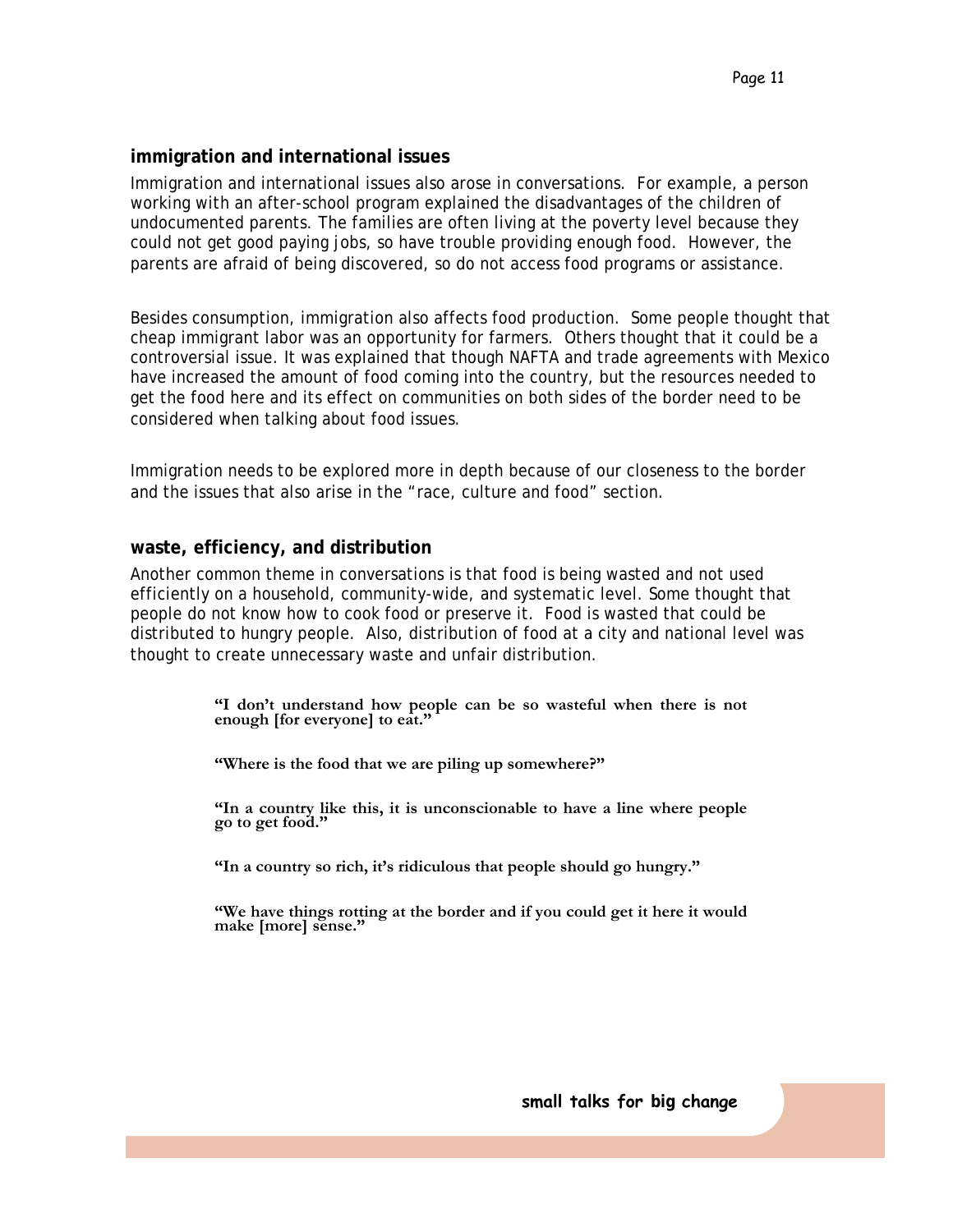## immigration and international issues

Immigration and international issues also arose in conversations. For example, a person working with an after-school program explained the disadvantages of the children of undocumented parents. The families are often living at the poverty level because they could not get good paying jobs, so have trouble providing enough food. However, the parents are afraid of being discovered, so do not access food programs or assistance.

Besides consumption, immigration also affects food production. Some people thought that cheap immigrant labor was an opportunity for farmers. Others thought that it could be a controversial issue. It was explained that though NAFTA and trade agreements with Mexico have increased the amount of food coming into the country, but the resources needed to get the food here and its effect on communities on both sides of the border need to be considered when talking about food issues.

Immigration needs to be explored more in depth because of our closeness to the border and the issues that also arise in the "race, culture and food" section.

## waste, efficiency, and distribution

Another common theme in conversations is that food is being wasted and not used efficiently on a household, community-wide, and systematic level. Some thought that people do not know how to cook food or preserve it. Food is wasted that could be distributed to hungry people. Also, distribution of food at a city and national level was thought to create unnecessary waste and unfair distribution.

> **"I don't understand how people can be so wasteful when there is not enough [for everyone] to eat."**
>
> **"Where is the food that we are piling up somewhere?"**
>
> **"In a country like this, it is unconscionable to have a line where people go to get food."**
>
> **"In a country so rich, it's ridiculous that people should go hungry."**
>
> **"We have things rotting at the border and if you could get it here it would make [more] sense."**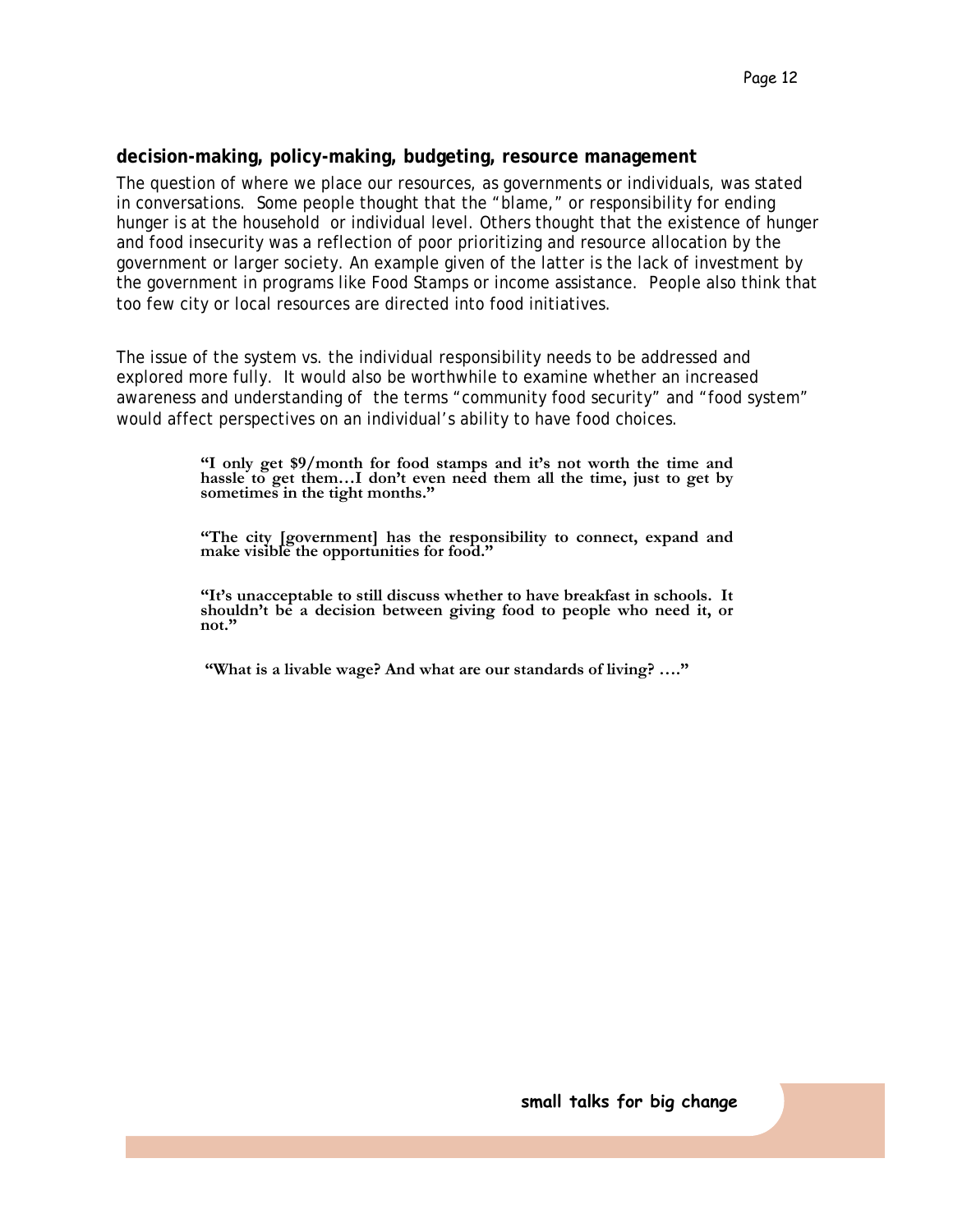## decision-making, policy-making, budgeting, resource management

The question of where we place our resources, as governments or individuals, was stated in conversations. Some people thought that the "blame," or responsibility for ending hunger is at the household or individual level. Others thought that the existence of hunger and food insecurity was a reflection of poor prioritizing and resource allocation by the government or larger society. An example given of the latter is the lack of investment by the government in programs like Food Stamps or income assistance. People also think that too few city or local resources are directed into food initiatives.

The issue of the system vs. the individual responsibility needs to be addressed and explored more fully. It would also be worthwhile to examine whether an increased awareness and understanding of the terms "community food security" and "food system" would affect perspectives on an individual's ability to have food choices.

> **"I only get $9/month for food stamps and it's not worth the time and hassle to get them…I don't even need them all the time, just to get by sometimes in the tight months."**

> **"The city [government] has the responsibility to connect, expand and make visible the opportunities for food."**

> **"It's unacceptable to still discuss whether to have breakfast in schools. It shouldn't be a decision between giving food to people who need it, or not."**

> **"What is a livable wage? And what are our standards of living? …."**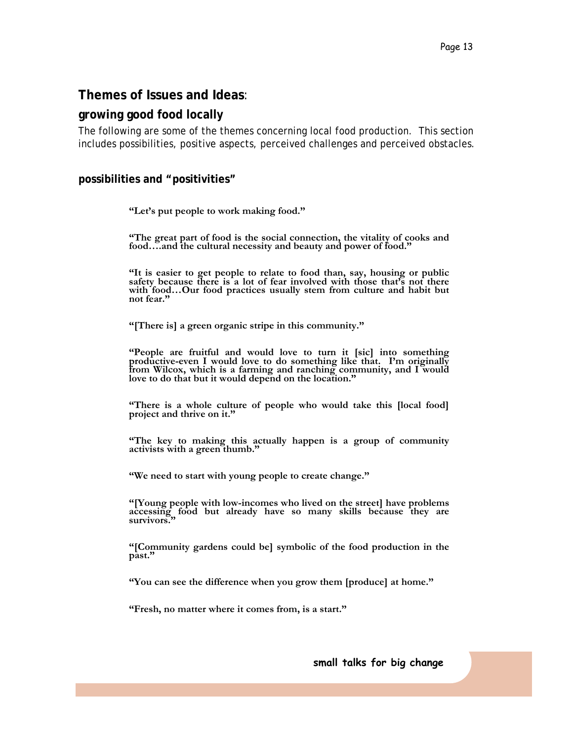## Themes of Issues and Ideas:

### growing good food locally

The following are some of the themes concerning local food production. This section includes possibilities, positive aspects, perceived challenges and perceived obstacles.

#### possibilities and "positivities"

> **"Let's put people to work making food."**

> **"The great part of food is the social connection, the vitality of cooks and food….and the cultural necessity and beauty and power of food."**

> **"It is easier to get people to relate to food than, say, housing or public safety because there is a lot of fear involved with those that's not there with food…Our food practices usually stem from culture and habit but not fear."**

> **"[There is] a green organic stripe in this community."**

> **"People are fruitful and would love to turn it [sic] into something productive-even I would love to do something like that. I'm originally from Wilcox, which is a farming and ranching community, and I would love to do that but it would depend on the location."**

> **"There is a whole culture of people who would take this [local food] project and thrive on it."**

> **"The key to making this actually happen is a group of community activists with a green thumb."**

> **"We need to start with young people to create change."**

> **"[Young people with low-incomes who lived on the street] have problems accessing food but already have so many skills because they are survivors."**

> **"[Community gardens could be] symbolic of the food production in the past."**

> **"You can see the difference when you grow them [produce] at home."**

> **"Fresh, no matter where it comes from, is a start."**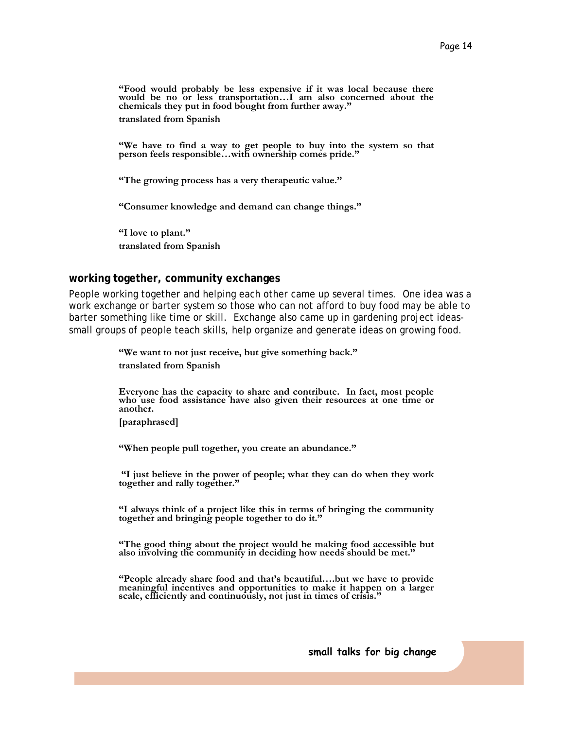**"Food would probably be less expensive if it was local because there would be no or less transportation…I am also concerned about the chemicals they put in food bought from further away."**

**translated from Spanish**

**"We have to find a way to get people to buy into the system so that person feels responsible…with ownership comes pride."**

**"The growing process has a very therapeutic value."**

**"Consumer knowledge and demand can change things."**

**"I love to plant."**

**translated from Spanish**

## working together, community exchanges

People working together and helping each other came up several times. One idea was a work exchange or barter system so those who can not afford to buy food may be able to barter something like time or skill. Exchange also came up in gardening project ideas-small groups of people teach skills, help organize and generate ideas on growing food.

**"We want to not just receive, but give something back."**

**translated from Spanish**

**Everyone has the capacity to share and contribute. In fact, most people who use food assistance have also given their resources at one time or another.**

**[paraphrased]**

**"When people pull together, you create an abundance."**

**"I just believe in the power of people; what they can do when they work together and rally together."**

**"I always think of a project like this in terms of bringing the community together and bringing people together to do it."**

**"The good thing about the project would be making food accessible but also involving the community in deciding how needs should be met."**

**"People already share food and that's beautiful….but we have to provide meaningful incentives and opportunities to make it happen on a larger scale, efficiently and continuously, not just in times of crisis."**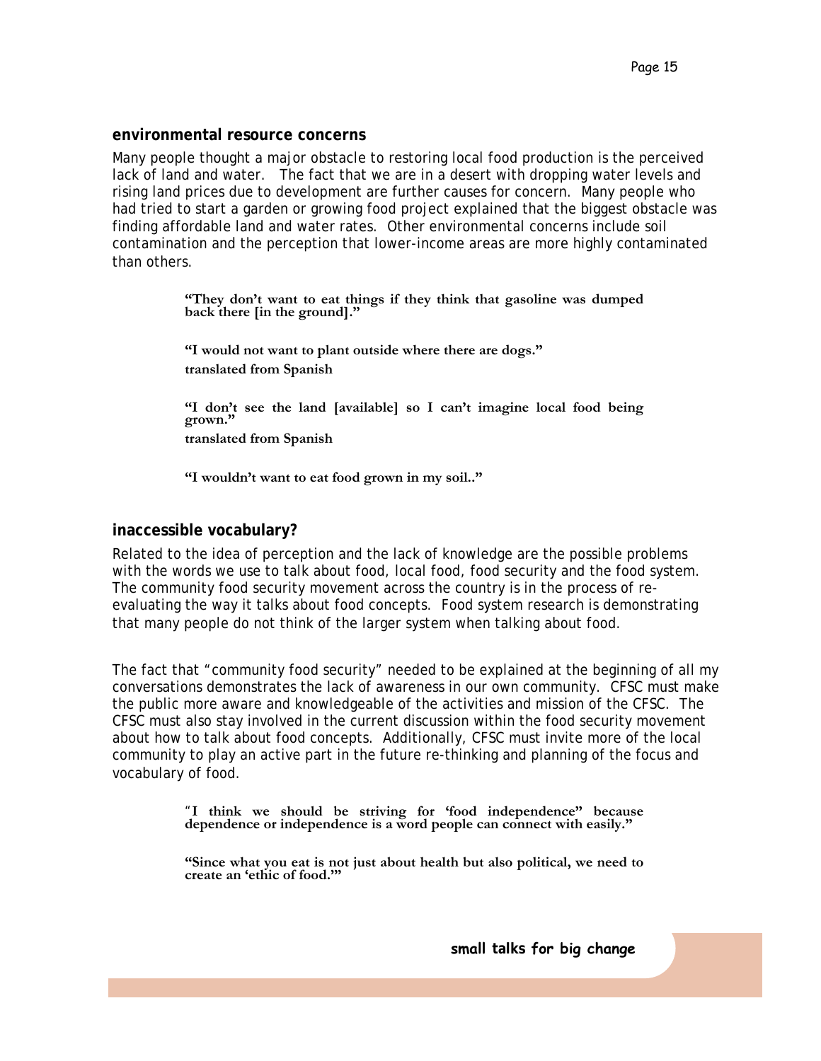## environmental resource concerns

Many people thought a major obstacle to restoring local food production is the perceived lack of land and water. The fact that we are in a desert with dropping water levels and rising land prices due to development are further causes for concern. Many people who had tried to start a garden or growing food project explained that the biggest obstacle was finding affordable land and water rates. Other environmental concerns include soil contamination and the perception that lower-income areas are more highly contaminated than others.

> **"They don't want to eat things if they think that gasoline was dumped back there [in the ground]."**
>
> **"I would not want to plant outside where there are dogs."**
> **translated from Spanish**
>
> **"I don't see the land [available] so I can't imagine local food being grown."**
> **translated from Spanish**
>
> **"I wouldn't want to eat food grown in my soil.."**

## inaccessible vocabulary?

Related to the idea of perception and the lack of knowledge are the possible problems with the words we use to talk about food, local food, food security and the food system. The community food security movement across the country is in the process of re-evaluating the way it talks about food concepts. Food system research is demonstrating that many people do not think of the larger system when talking about food.

The fact that "community food security" needed to be explained at the beginning of all my conversations demonstrates the lack of awareness in our own community. CFSC must make the public more aware and knowledgeable of the activities and mission of the CFSC. The CFSC must also stay involved in the current discussion within the food security movement about how to talk about food concepts. Additionally, CFSC must invite more of the local community to play an active part in the future re-thinking and planning of the focus and vocabulary of food.

> **"I think we should be striving for 'food independence" because dependence or independence is a word people can connect with easily."**
>
> **"Since what you eat is not just about health but also political, we need to create an 'ethic of food.'"**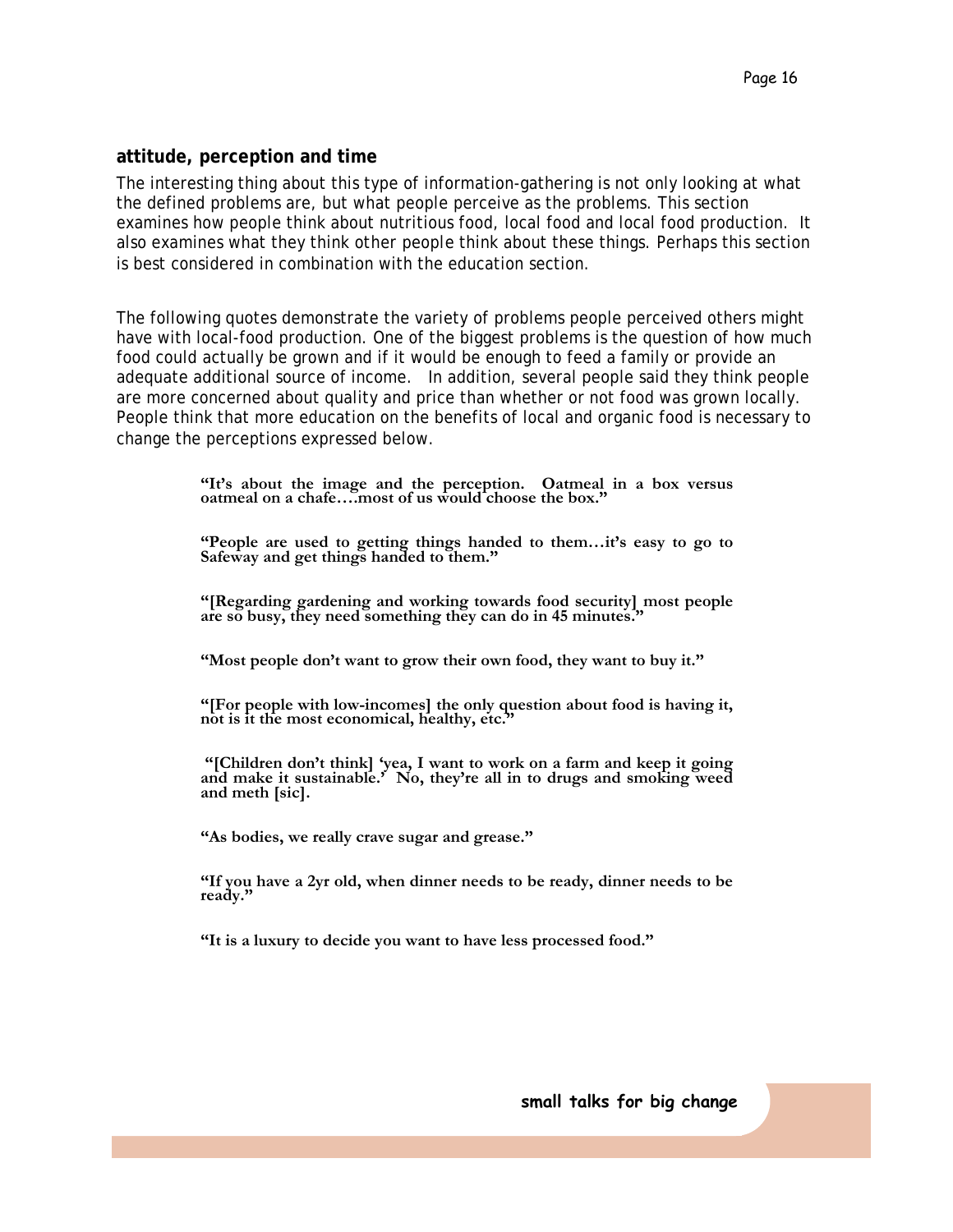## attitude, perception and time

The interesting thing about this type of information-gathering is not only looking at what the defined problems are, but what people perceive as the problems. This section examines how people think about nutritious food, local food and local food production. It also examines what they think other people think about these things. Perhaps this section is best considered in combination with the education section.

The following quotes demonstrate the variety of problems people perceived others might have with local-food production. One of the biggest problems is the question of how much food could actually be grown and if it would be enough to feed a family or provide an adequate additional source of income. In addition, several people said they think people are more concerned about quality and price than whether or not food was grown locally. People think that more education on the benefits of local and organic food is necessary to change the perceptions expressed below.

> **"It's about the image and the perception. Oatmeal in a box versus oatmeal on a chafe….most of us would choose the box."**
>
> **"People are used to getting things handed to them…it's easy to go to Safeway and get things handed to them."**
>
> **"[Regarding gardening and working towards food security] most people are so busy, they need something they can do in 45 minutes."**
>
> **"Most people don't want to grow their own food, they want to buy it."**
>
> **"[For people with low-incomes] the only question about food is having it, not is it the most economical, healthy, etc."**
>
> **"[Children don't think] 'yea, I want to work on a farm and keep it going and make it sustainable.' No, they're all in to drugs and smoking weed and meth [sic].**
>
> **"As bodies, we really crave sugar and grease."**
>
> **"If you have a 2yr old, when dinner needs to be ready, dinner needs to be ready."**
>
> **"It is a luxury to decide you want to have less processed food."**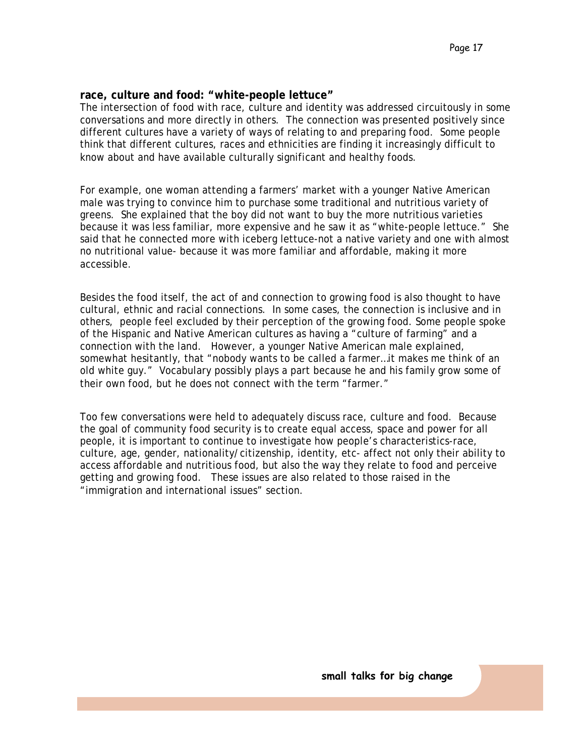## race, culture and food: "white-people lettuce"

The intersection of food with race, culture and identity was addressed circuitously in some conversations and more directly in others. The connection was presented positively since different cultures have a variety of ways of relating to and preparing food. Some people think that different cultures, races and ethnicities are finding it increasingly difficult to know about and have available culturally significant and healthy foods.

For example, one woman attending a farmers' market with a younger Native American male was trying to convince him to purchase some traditional and nutritious variety of greens. She explained that the boy did not want to buy the more nutritious varieties because it was less familiar, more expensive and he saw it as "white-people lettuce." She said that he connected more with iceberg lettuce-not a native variety and one with almost no nutritional value- because it was more familiar and affordable, making it more accessible.

Besides the food itself, the act of and connection to growing food is also thought to have cultural, ethnic and racial connections. In some cases, the connection is inclusive and in others, people feel excluded by their perception of the growing food. Some people spoke of the Hispanic and Native American cultures as having a "culture of farming" and a connection with the land. However, a younger Native American male explained, somewhat hesitantly, that "nobody wants to be called a farmer…it makes me think of an old white guy." Vocabulary possibly plays a part because he and his family grow some of their own food, but he does not connect with the term "farmer."

Too few conversations were held to adequately discuss race, culture and food. Because the goal of community food security is to create equal access, space and power for all people, it is important to continue to investigate how people's characteristics-race, culture, age, gender, nationality/citizenship, identity, etc- affect not only their ability to access affordable and nutritious food, but also the way they relate to food and perceive getting and growing food. These issues are also related to those raised in the "immigration and international issues" section.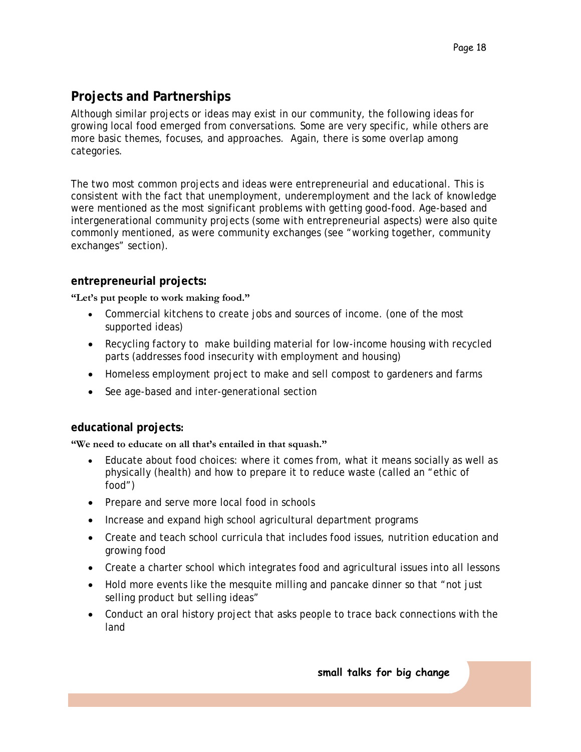## Projects and Partnerships

Although similar projects or ideas may exist in our community, the following ideas for growing local food emerged from conversations. Some are very specific, while others are more basic themes, focuses, and approaches. Again, there is some overlap among categories.

The two most common projects and ideas were entrepreneurial and educational. This is consistent with the fact that unemployment, underemployment and the lack of knowledge were mentioned as the most significant problems with getting good-food. Age-based and intergenerational community projects (some with entrepreneurial aspects) were also quite commonly mentioned, as were community exchanges (see "working together, community exchanges" section).

### entrepreneurial projects:

**"Let's put people to work making food."**

- Commercial kitchens to create jobs and sources of income. (one of the most supported ideas)
- Recycling factory to make building material for low-income housing with recycled parts (addresses food insecurity with employment and housing)
- Homeless employment project to make and sell compost to gardeners and farms
- See age-based and inter-generational section

### educational projects:

**"We need to educate on all that's entailed in that squash."**

- Educate about food choices: where it comes from, what it means socially as well as physically (health) and how to prepare it to reduce waste (called an "ethic of food")
- Prepare and serve more local food in schools
- Increase and expand high school agricultural department programs
- Create and teach school curricula that includes food issues, nutrition education and growing food
- Create a charter school which integrates food and agricultural issues into all lessons
- Hold more events like the mesquite milling and pancake dinner so that "not just selling product but selling ideas"
- Conduct an oral history project that asks people to trace back connections with the land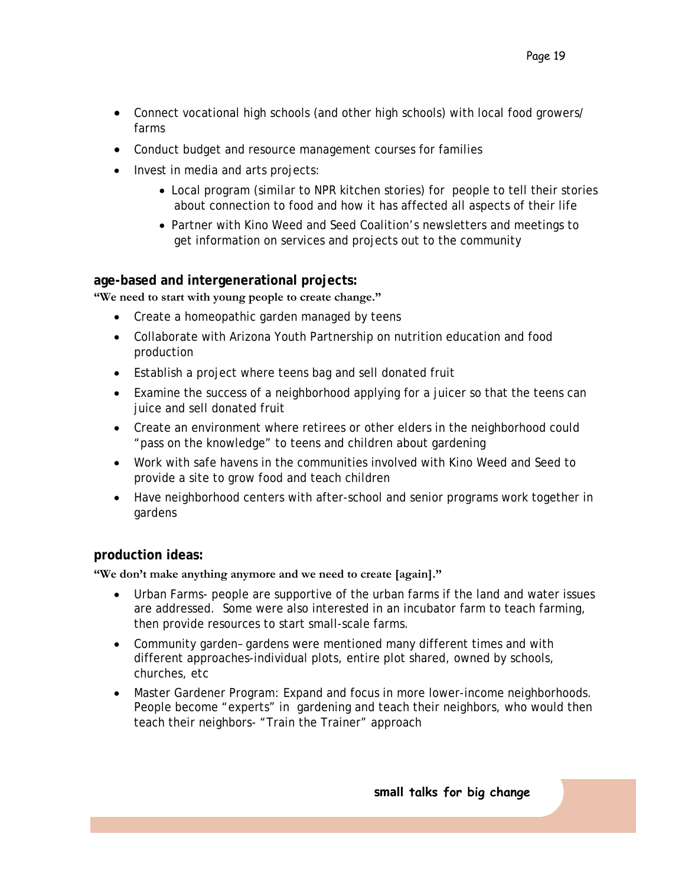- Connect vocational high schools (and other high schools) with local food growers/ farms
- Conduct budget and resource management courses for families
- Invest in media and arts projects:
    - Local program (similar to NPR kitchen stories) for people to tell their stories about connection to food and how it has affected all aspects of their life
    - Partner with Kino Weed and Seed Coalition's newsletters and meetings to get information on services and projects out to the community

### age-based and intergenerational projects:

**"We need to start with young people to create change."**

- Create a homeopathic garden managed by teens
- Collaborate with Arizona Youth Partnership on nutrition education and food production
- Establish a project where teens bag and sell donated fruit
- Examine the success of a neighborhood applying for a juicer so that the teens can juice and sell donated fruit
- Create an environment where retirees or other elders in the neighborhood could "pass on the knowledge" to teens and children about gardening
- Work with safe havens in the communities involved with Kino Weed and Seed to provide a site to grow food and teach children
- Have neighborhood centers with after-school and senior programs work together in gardens

### production ideas:

**"We don't make anything anymore and we need to create [again]."**

- Urban Farms- people are supportive of the urban farms if the land and water issues are addressed. Some were also interested in an incubator farm to teach farming, then provide resources to start small-scale farms.
- Community garden– gardens were mentioned many different times and with different approaches-individual plots, entire plot shared, owned by schools, churches, etc
- Master Gardener Program: Expand and focus in more lower-income neighborhoods. People become "experts" in gardening and teach their neighbors, who would then teach their neighbors- "Train the Trainer" approach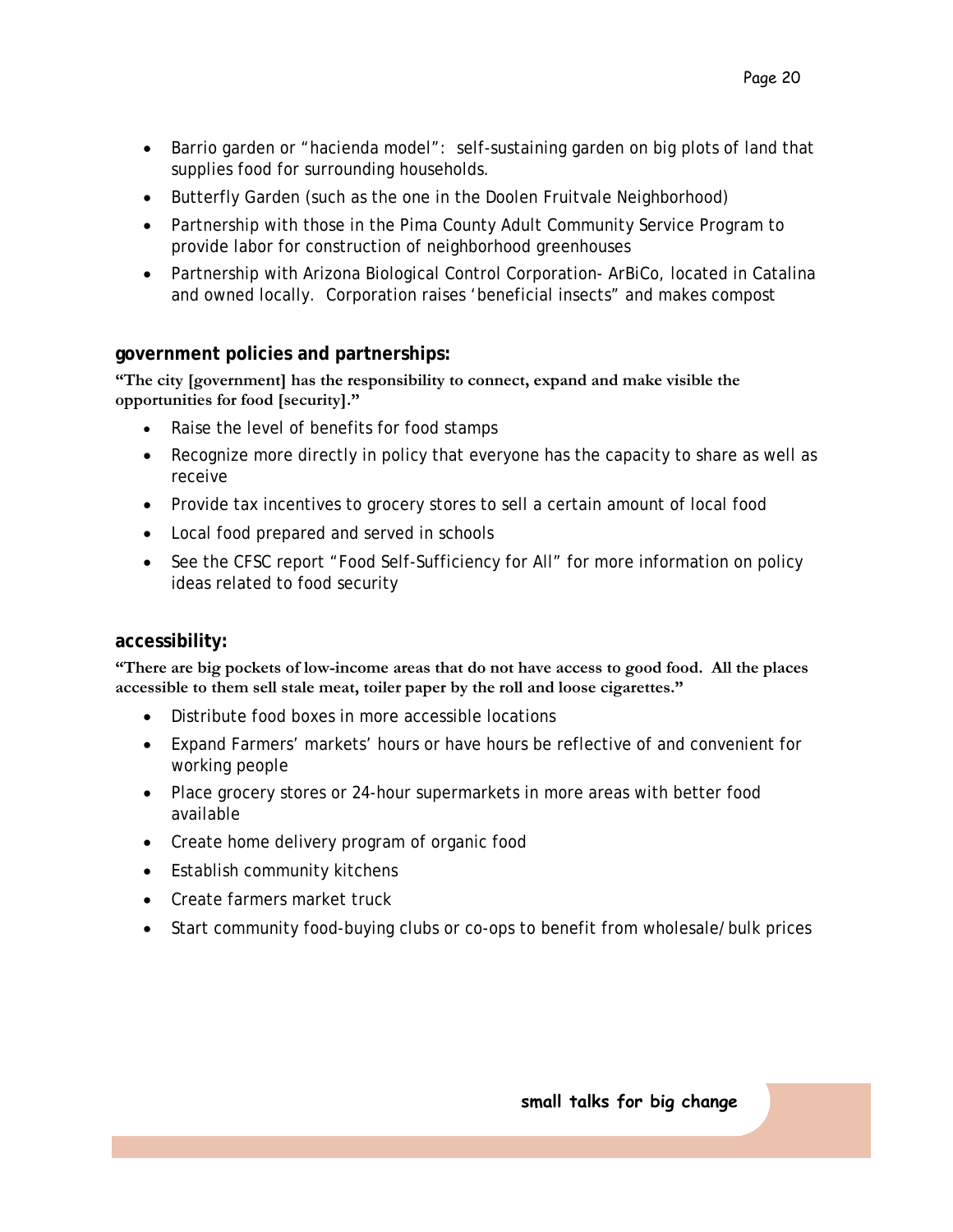- Barrio garden or "hacienda model": self-sustaining garden on big plots of land that supplies food for surrounding households.
- Butterfly Garden (such as the one in the Doolen Fruitvale Neighborhood)
- Partnership with those in the Pima County Adult Community Service Program to provide labor for construction of neighborhood greenhouses
- Partnership with Arizona Biological Control Corporation- ArBiCo, located in Catalina and owned locally. Corporation raises 'beneficial insects" and makes compost

## government policies and partnerships:

**"The city [government] has the responsibility to connect, expand and make visible the opportunities for food [security]."**

- Raise the level of benefits for food stamps
- Recognize more directly in policy that everyone has the capacity to share as well as receive
- Provide tax incentives to grocery stores to sell a certain amount of local food
- Local food prepared and served in schools
- See the CFSC report "Food Self-Sufficiency for All" for more information on policy ideas related to food security

## accessibility:

**"There are big pockets of low-income areas that do not have access to good food. All the places accessible to them sell stale meat, toiler paper by the roll and loose cigarettes."**

- Distribute food boxes in more accessible locations
- Expand Farmers' markets' hours or have hours be reflective of and convenient for working people
- Place grocery stores or 24-hour supermarkets in more areas with better food available
- Create home delivery program of organic food
- Establish community kitchens
- Create farmers market truck
- Start community food-buying clubs or co-ops to benefit from wholesale/bulk prices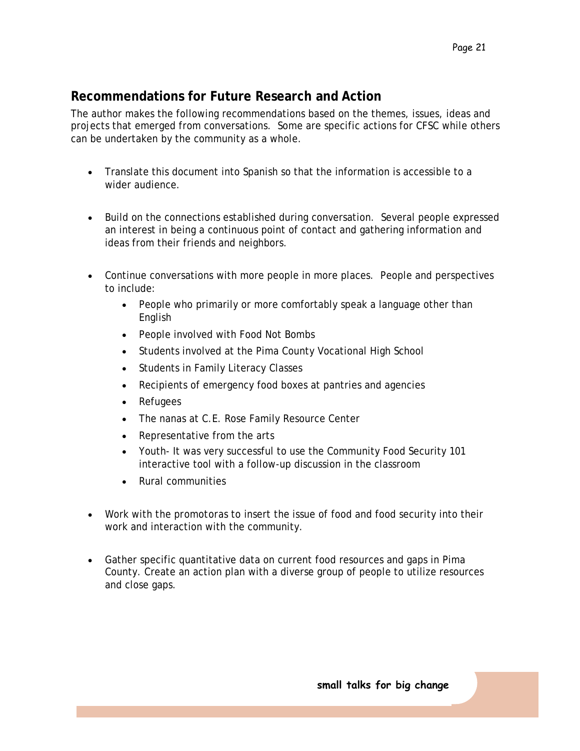## Recommendations for Future Research and Action

The author makes the following recommendations based on the themes, issues, ideas and projects that emerged from conversations. Some are specific actions for CFSC while others can be undertaken by the community as a whole.

- Translate this document into Spanish so that the information is accessible to a wider audience.

- Build on the connections established during conversation. Several people expressed an interest in being a continuous point of contact and gathering information and ideas from their friends and neighbors.

- Continue conversations with more people in more places. People and perspectives to include:
    - People who primarily or more comfortably speak a language other than English
    - People involved with Food Not Bombs
    - Students involved at the Pima County Vocational High School
    - Students in Family Literacy Classes
    - Recipients of emergency food boxes at pantries and agencies
    - Refugees
    - The nanas at C.E. Rose Family Resource Center
    - Representative from the arts
    - Youth- It was very successful to use the Community Food Security 101 interactive tool with a follow-up discussion in the classroom
    - Rural communities

- Work with the promotoras to insert the issue of food and food security into their work and interaction with the community.

- Gather specific quantitative data on current food resources and gaps in Pima County. Create an action plan with a diverse group of people to utilize resources and close gaps.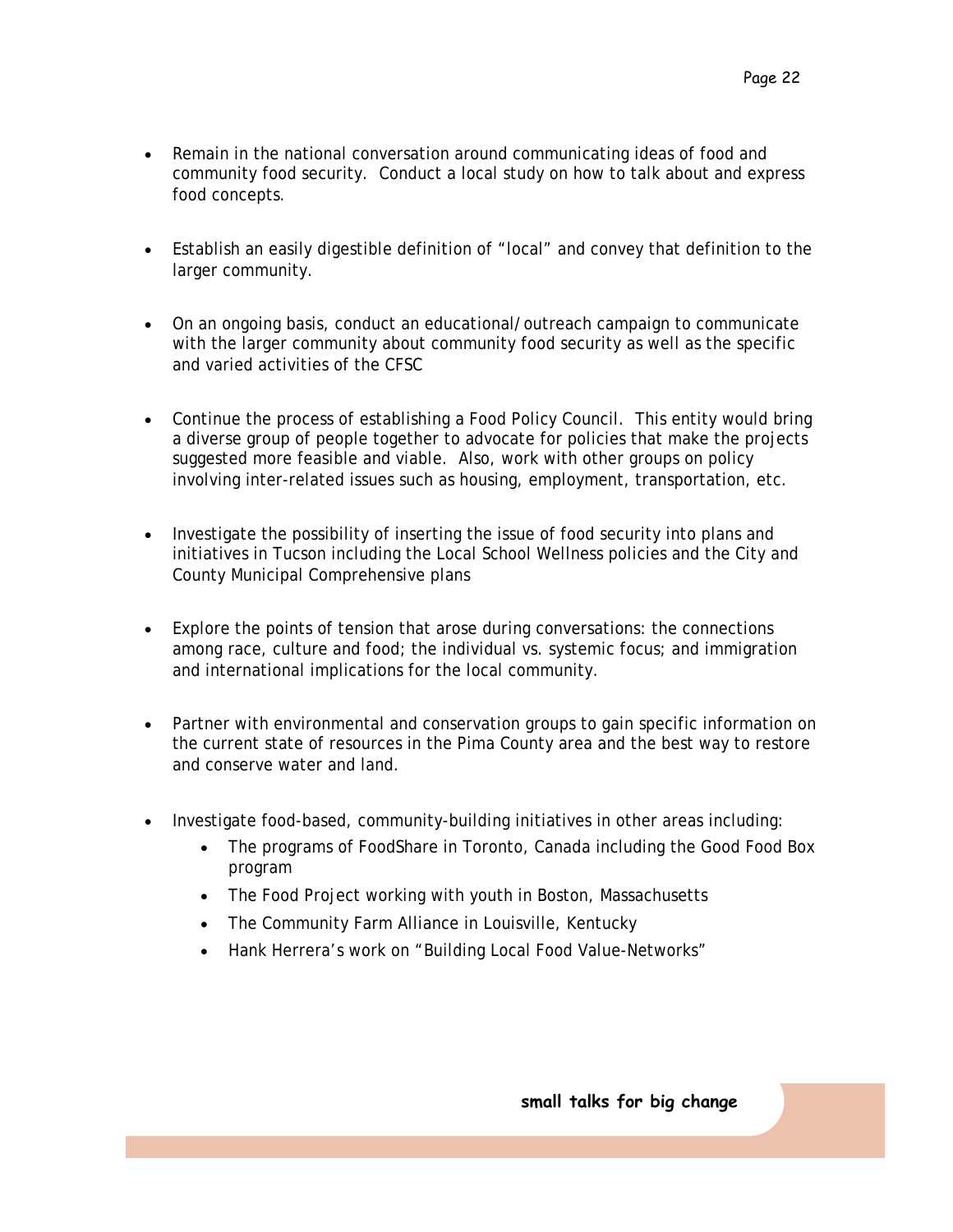- Remain in the national conversation around communicating ideas of food and community food security. Conduct a local study on how to talk about and express food concepts.

- Establish an easily digestible definition of "local" and convey that definition to the larger community.

- On an ongoing basis, conduct an educational/outreach campaign to communicate with the larger community about community food security as well as the specific and varied activities of the CFSC

- Continue the process of establishing a Food Policy Council. This entity would bring a diverse group of people together to advocate for policies that make the projects suggested more feasible and viable. Also, work with other groups on policy involving inter-related issues such as housing, employment, transportation, etc.

- Investigate the possibility of inserting the issue of food security into plans and initiatives in Tucson including the Local School Wellness policies and the City and County Municipal Comprehensive plans

- Explore the points of tension that arose during conversations: the connections among race, culture and food; the individual vs. systemic focus; and immigration and international implications for the local community.

- Partner with environmental and conservation groups to gain specific information on the current state of resources in the Pima County area and the best way to restore and conserve water and land.

- Investigate food-based, community-building initiatives in other areas including:
  - The programs of FoodShare in Toronto, Canada including the Good Food Box program
  - The Food Project working with youth in Boston, Massachusetts
  - The Community Farm Alliance in Louisville, Kentucky
  - Hank Herrera's work on "Building Local Food Value-Networks"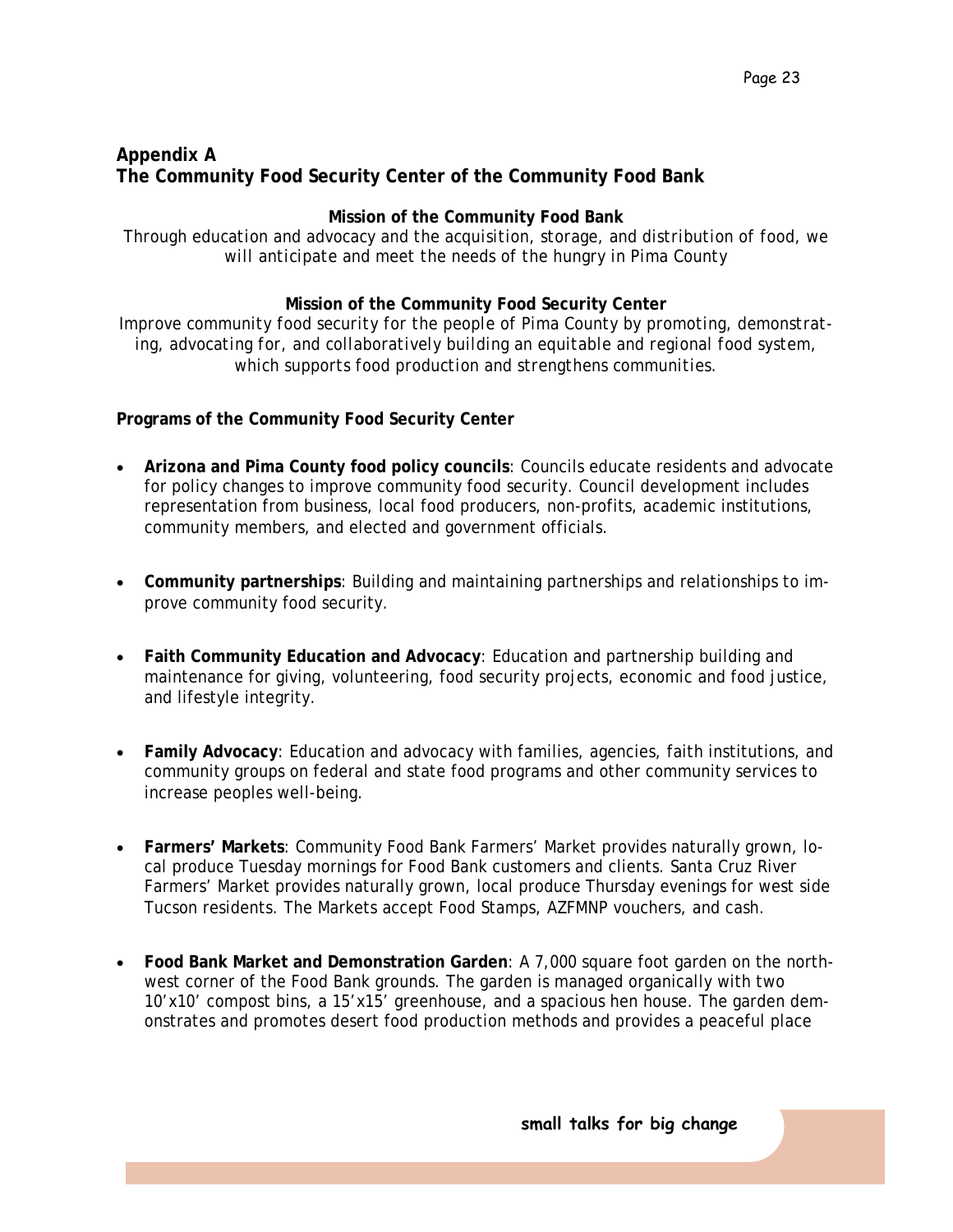## Appendix A
## The Community Food Security Center of the Community Food Bank

**Mission of the Community Food Bank**

*Through education and advocacy and the acquisition, storage, and distribution of food, we will anticipate and meet the needs of the hungry in Pima County*

**Mission of the Community Food Security Center**

*Improve community food security for the people of Pima County by promoting, demonstrating, advocating for, and collaboratively building an equitable and regional food system, which supports food production and strengthens communities.*

**Programs of the Community Food Security Center**

- **Arizona and Pima County food policy councils**: Councils educate residents and advocate for policy changes to improve community food security. Council development includes representation from business, local food producers, non-profits, academic institutions, community members, and elected and government officials.

- **Community partnerships**: Building and maintaining partnerships and relationships to improve community food security.

- **Faith Community Education and Advocacy**: Education and partnership building and maintenance for giving, volunteering, food security projects, economic and food justice, and lifestyle integrity.

- **Family Advocacy**: Education and advocacy with families, agencies, faith institutions, and community groups on federal and state food programs and other community services to increase peoples well-being.

- **Farmers' Markets**: Community Food Bank Farmers' Market provides naturally grown, local produce Tuesday mornings for Food Bank customers and clients. Santa Cruz River Farmers' Market provides naturally grown, local produce Thursday evenings for west side Tucson residents. The Markets accept Food Stamps, AZFMNP vouchers, and cash.

- **Food Bank Market and Demonstration Garden**: A 7,000 square foot garden on the northwest corner of the Food Bank grounds. The garden is managed organically with two 10'x10' compost bins, a 15'x15' greenhouse, and a spacious hen house. The garden demonstrates and promotes desert food production methods and provides a peaceful place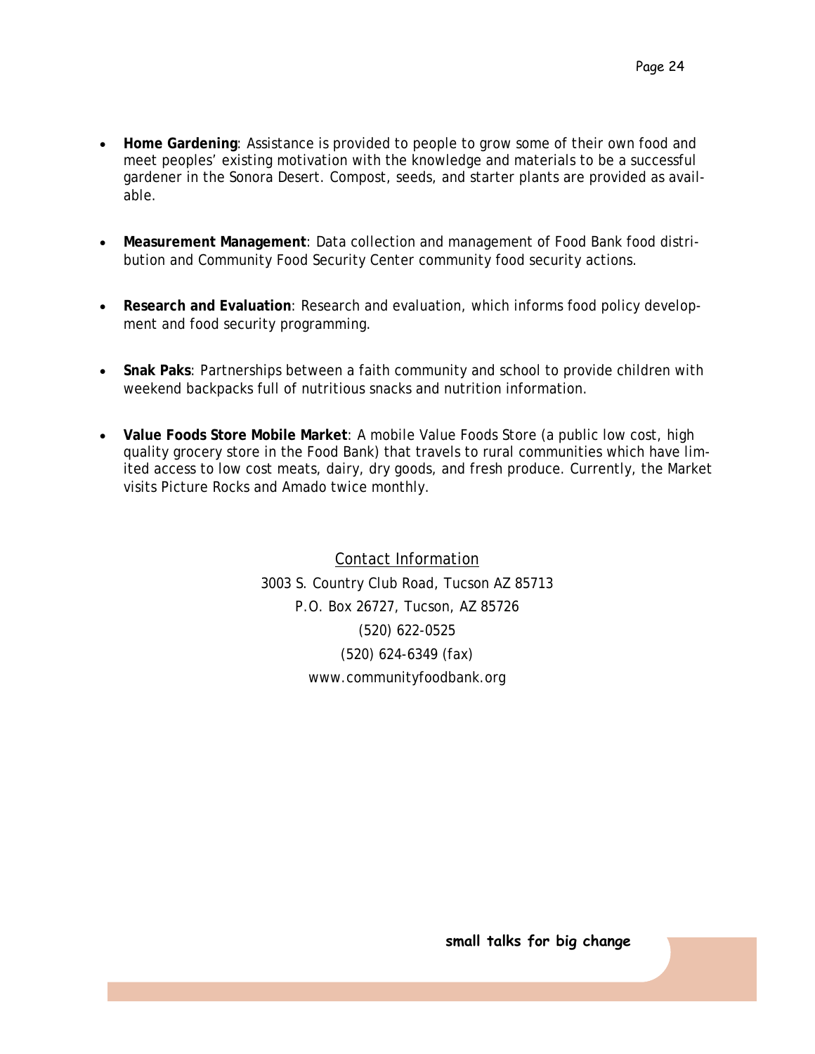- **Home Gardening**: Assistance is provided to people to grow some of their own food and meet peoples' existing motivation with the knowledge and materials to be a successful gardener in the Sonora Desert. Compost, seeds, and starter plants are provided as available.

- **Measurement Management**: Data collection and management of Food Bank food distribution and Community Food Security Center community food security actions.

- **Research and Evaluation**: Research and evaluation, which informs food policy development and food security programming.

- **Snak Paks**: Partnerships between a faith community and school to provide children with weekend backpacks full of nutritious snacks and nutrition information.

- **Value Foods Store Mobile Market**: A mobile Value Foods Store (a public low cost, high quality grocery store in the Food Bank) that travels to rural communities which have limited access to low cost meats, dairy, dry goods, and fresh produce. Currently, the Market visits Picture Rocks and Amado twice monthly.

<u>Contact Information</u>

3003 S. Country Club Road, Tucson AZ 85713

P.O. Box 26727, Tucson, AZ 85726

(520) 622-0525

(520) 624-6349 (fax)

www.communityfoodbank.org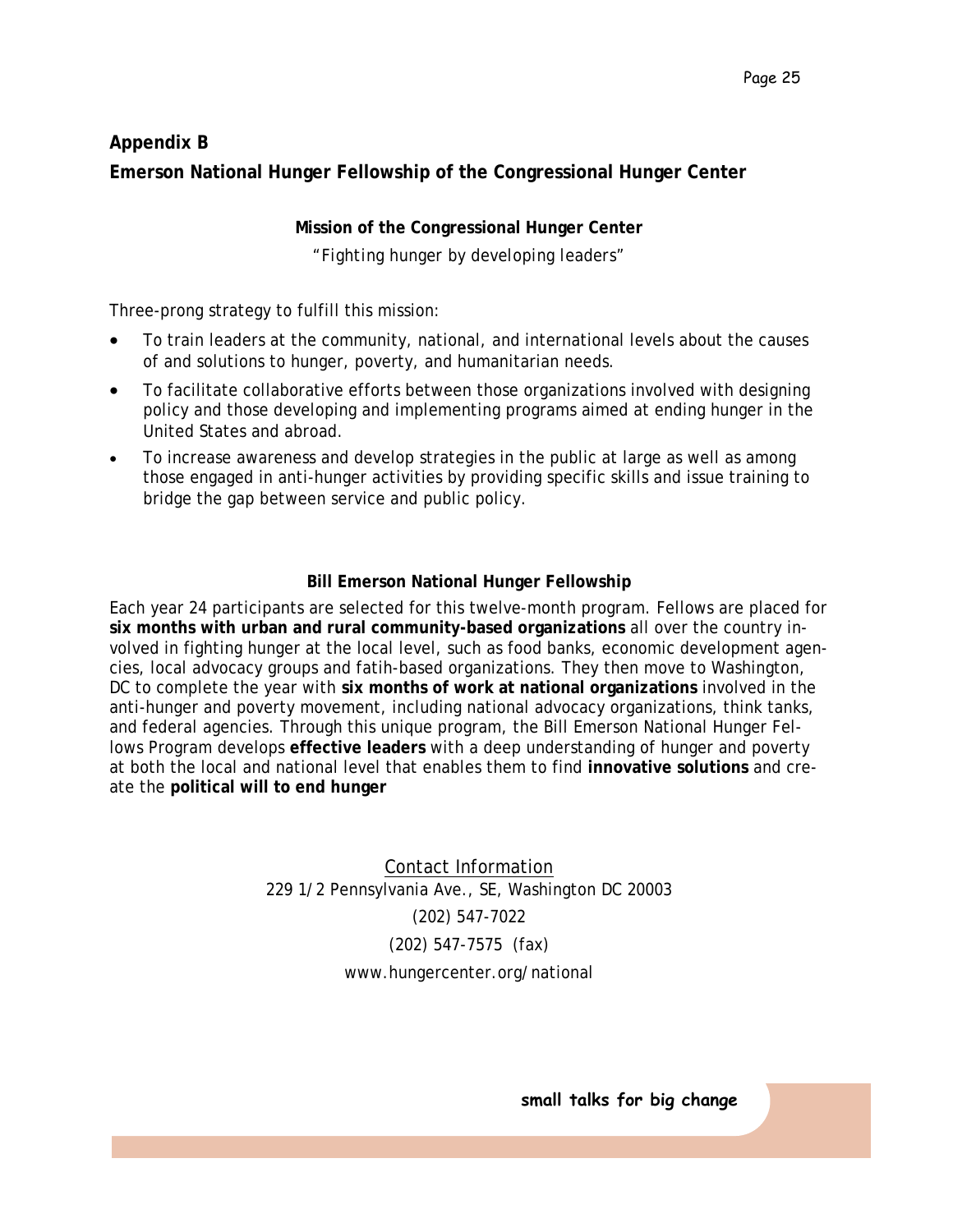## Appendix B

## Emerson National Hunger Fellowship of the Congressional Hunger Center

**Mission of the Congressional Hunger Center**

*"Fighting hunger by developing leaders"*

Three-prong strategy to fulfill this mission:

- To train leaders at the community, national, and international levels about the causes of and solutions to hunger, poverty, and humanitarian needs.
- To facilitate collaborative efforts between those organizations involved with designing policy and those developing and implementing programs aimed at ending hunger in the United States and abroad.
- To increase awareness and develop strategies in the public at large as well as among those engaged in anti-hunger activities by providing specific skills and issue training to bridge the gap between service and public policy.

**Bill Emerson National Hunger Fellowship**

Each year 24 participants are selected for this twelve-month program. Fellows are placed for **six months with urban and rural community-based organizations** all over the country involved in fighting hunger at the local level, such as food banks, economic development agencies, local advocacy groups and fatih-based organizations. They then move to Washington, DC to complete the year with **six months of work at national organizations** involved in the anti-hunger and poverty movement, including national advocacy organizations, think tanks, and federal agencies. Through this unique program, the Bill Emerson National Hunger Fellows Program develops **effective leaders** with a deep understanding of hunger and poverty at both the local and national level that enables them to find **innovative solutions** and create the **political will to end hunger**

Contact Information

229 1/2 Pennsylvania Ave., SE, Washington DC 20003

(202) 547-7022

(202) 547-7575 (fax)

www.hungercenter.org/national

**small talks for big change**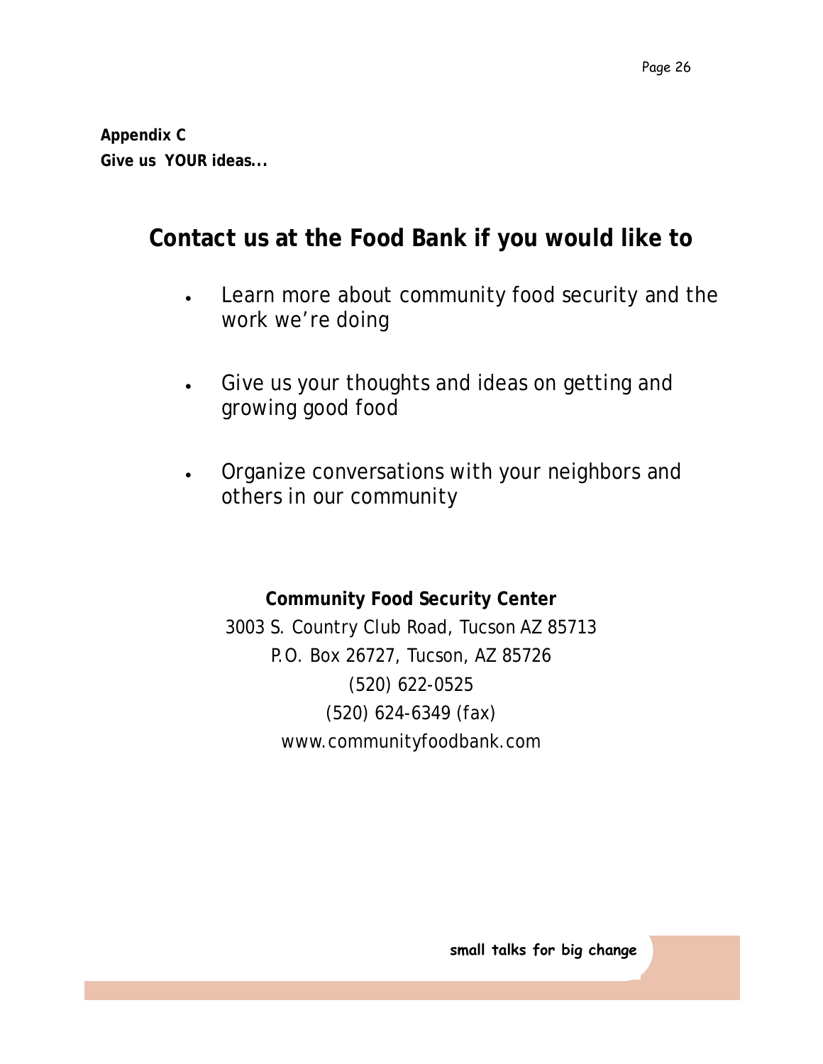**Appendix C**
**Give us YOUR ideas...**

## Contact us at the Food Bank if you would like to

- Learn more about community food security and the work we're doing
- Give us your thoughts and ideas on getting and growing good food
- Organize conversations with your neighbors and others in our community

**Community Food Security Center**
3003 S. Country Club Road, Tucson AZ 85713
P.O. Box 26727, Tucson, AZ 85726
(520) 622-0525
(520) 624-6349 (fax)
www.communityfoodbank.com